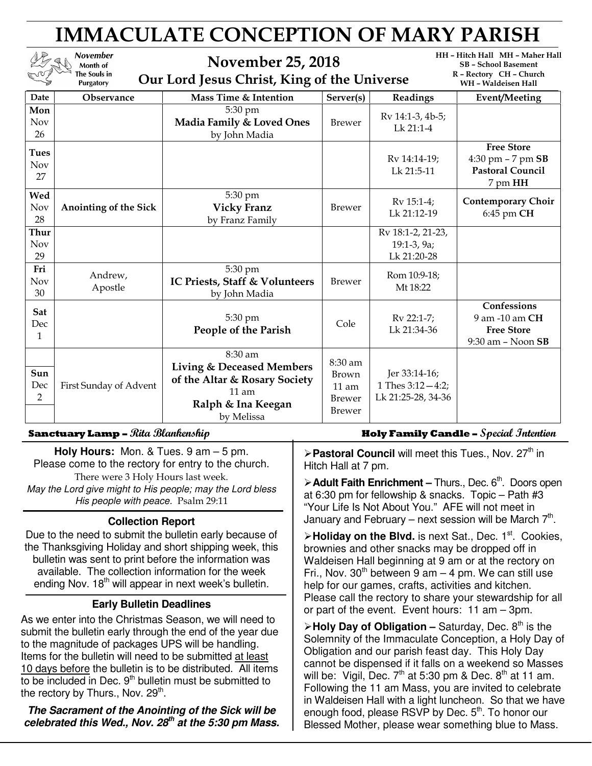# IMMACULATE CONCEPTION OF MARY PARISH

*November Month of The Souls in Purgatory*

## November 25, 2018

### Our Lord Jesus Christ, King of the Universe

**HH – Hitch Hall MH – Maher Hall**
**SB – School Basement**
**R – Rectory CH – Church**
**WH – Waldeisen Hall**

| Date | Observance | Mass Time & Intention | Server(s) | Readings | Event/Meeting |
|---|---|---|---|---|---|
| Mon Nov 26 | | 5:30 pm **Madia Family & Loved Ones** by John Madia | Brewer | Rv 14:1-3, 4b-5; Lk 21:1-4 | |
| Tues Nov 27 | | | | Rv 14:14-19; Lk 21:5-11 | **Free Store** 4:30 pm – 7 pm **SB** **Pastoral Council** 7 pm **HH** |
| Wed Nov 28 | Anointing of the Sick | 5:30 pm **Vicky Franz** by Franz Family | Brewer | Rv 15:1-4; Lk 21:12-19 | **Contemporary Choir** 6:45 pm **CH** |
| Thur Nov 29 | | | | Rv 18:1-2, 21-23, 19:1-3, 9a; Lk 21:20-28 | |
| Fri Nov 30 | Andrew, Apostle | 5:30 pm **IC Priests, Staff & Volunteers** by John Madia | Brewer | Rom 10:9-18; Mt 18:22 | |
| Sat Dec 1 | | 5:30 pm **People of the Parish** | Cole | Rv 22:1-7; Lk 21:34-36 | **Confessions** 9 am -10 am **CH** **Free Store** 9:30 am – Noon **SB** |
| Sun Dec 2 | First Sunday of Advent | 8:30 am **Living & Deceased Members of the Altar & Rosary Society** 11 am **Ralph & Ina Keegan** by Melissa | 8:30 am Brown 11 am Brewer Brewer | Jer 33:14-16; 1 Thes 3:12—4:2; Lk 21:25-28, 34-36 | |

**Sanctuary Lamp –** *Rita Blankenship*

**Holy Family Candle –** *Special Intention*

**Holy Hours:** Mon. & Tues. 9 am – 5 pm.
Please come to the rectory for entry to the church.
There were 3 Holy Hours last week.
*May the Lord give might to His people; may the Lord bless His people with peace.* Psalm 29:11

### Collection Report

Due to the need to submit the bulletin early because of the Thanksgiving Holiday and short shipping week, this bulletin was sent to print before the information was available. The collection information for the week ending Nov. 18th will appear in next week's bulletin.

### Early Bulletin Deadlines

As we enter into the Christmas Season, we will need to submit the bulletin early through the end of the year due to the magnitude of packages UPS will be handling. Items for the bulletin will need to be submitted at least 10 days before the bulletin is to be distributed. All items to be included in Dec. 9th bulletin must be submitted to the rectory by Thurs., Nov. 29th.

***The Sacrament of the Anointing of the Sick will be celebrated this Wed., Nov. 28th at the 5:30 pm Mass.***

- **Pastoral Council** will meet this Tues., Nov. 27th in Hitch Hall at 7 pm.
- **Adult Faith Enrichment –** Thurs., Dec. 6th. Doors open at 6:30 pm for fellowship & snacks. Topic – Path #3 "Your Life Is Not About You." AFE will not meet in January and February – next session will be March 7th.
- **Holiday on the Blvd.** is next Sat., Dec. 1st. Cookies, brownies and other snacks may be dropped off in Waldeisen Hall beginning at 9 am or at the rectory on Fri., Nov. 30th between 9 am – 4 pm. We can still use help for our games, crafts, activities and kitchen. Please call the rectory to share your stewardship for all or part of the event. Event hours: 11 am – 3pm.
- **Holy Day of Obligation –** Saturday, Dec. 8th is the Solemnity of the Immaculate Conception, a Holy Day of Obligation and our parish feast day. This Holy Day cannot be dispensed if it falls on a weekend so Masses will be: Vigil, Dec. 7th at 5:30 pm & Dec. 8th at 11 am. Following the 11 am Mass, you are invited to celebrate in Waldeisen Hall with a light luncheon. So that we have enough food, please RSVP by Dec. 5th. To honor our Blessed Mother, please wear something blue to Mass.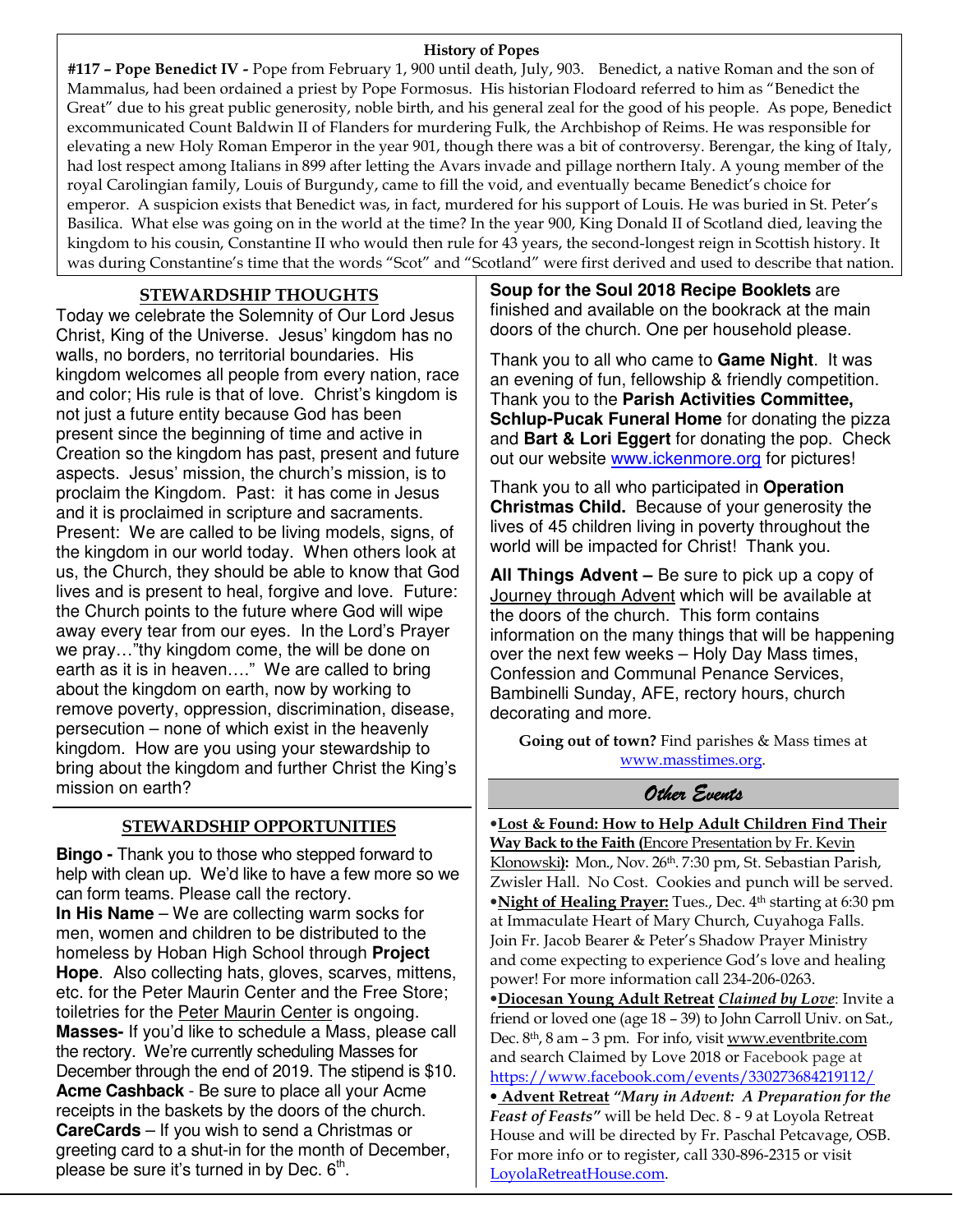## History of Popes

**#117 – Pope Benedict IV -** Pope from February 1, 900 until death, July, 903. Benedict, a native Roman and the son of Mammalus, had been ordained a priest by Pope Formosus. His historian Flodoard referred to him as "Benedict the Great" due to his great public generosity, noble birth, and his general zeal for the good of his people. As pope, Benedict excommunicated Count Baldwin II of Flanders for murdering Fulk, the Archbishop of Reims. He was responsible for elevating a new Holy Roman Emperor in the year 901, though there was a bit of controversy. Berengar, the king of Italy, had lost respect among Italians in 899 after letting the Avars invade and pillage northern Italy. A young member of the royal Carolingian family, Louis of Burgundy, came to fill the void, and eventually became Benedict's choice for emperor. A suspicion exists that Benedict was, in fact, murdered for his support of Louis. He was buried in St. Peter's Basilica. What else was going on in the world at the time? In the year 900, King Donald II of Scotland died, leaving the kingdom to his cousin, Constantine II who would then rule for 43 years, the second-longest reign in Scottish history. It was during Constantine's time that the words "Scot" and "Scotland" were first derived and used to describe that nation.

## STEWARDSHIP THOUGHTS

Today we celebrate the Solemnity of Our Lord Jesus Christ, King of the Universe. Jesus' kingdom has no walls, no borders, no territorial boundaries. His kingdom welcomes all people from every nation, race and color; His rule is that of love. Christ's kingdom is not just a future entity because God has been present since the beginning of time and active in Creation so the kingdom has past, present and future aspects. Jesus' mission, the church's mission, is to proclaim the Kingdom. Past: it has come in Jesus and it is proclaimed in scripture and sacraments. Present: We are called to be living models, signs, of the kingdom in our world today. When others look at us, the Church, they should be able to know that God lives and is present to heal, forgive and love. Future: the Church points to the future where God will wipe away every tear from our eyes. In the Lord's Prayer we pray…"thy kingdom come, the will be done on earth as it is in heaven…." We are called to bring about the kingdom on earth, now by working to remove poverty, oppression, discrimination, disease, persecution – none of which exist in the heavenly kingdom. How are you using your stewardship to bring about the kingdom and further Christ the King's mission on earth?

## STEWARDSHIP OPPORTUNITIES

**Bingo -** Thank you to those who stepped forward to help with clean up. We'd like to have a few more so we can form teams. Please call the rectory.

**In His Name** – We are collecting warm socks for men, women and children to be distributed to the homeless by Hoban High School through **Project Hope**. Also collecting hats, gloves, scarves, mittens, etc. for the Peter Maurin Center and the Free Store; toiletries for the Peter Maurin Center is ongoing.

**Masses-** If you'd like to schedule a Mass, please call the rectory. We're currently scheduling Masses for December through the end of 2019. The stipend is $10.

**Acme Cashback** - Be sure to place all your Acme receipts in the baskets by the doors of the church.

**CareCards** – If you wish to send a Christmas or greeting card to a shut-in for the month of December, please be sure it's turned in by Dec. 6th.

**Soup for the Soul 2018 Recipe Booklets** are finished and available on the bookrack at the main doors of the church. One per household please.

Thank you to all who came to **Game Night**. It was an evening of fun, fellowship & friendly competition. Thank you to the **Parish Activities Committee, Schlup-Pucak Funeral Home** for donating the pizza and **Bart & Lori Eggert** for donating the pop. Check out our website www.ickenmore.org for pictures!

Thank you to all who participated in **Operation Christmas Child.** Because of your generosity the lives of 45 children living in poverty throughout the world will be impacted for Christ! Thank you.

**All Things Advent –** Be sure to pick up a copy of Journey through Advent which will be available at the doors of the church. This form contains information on the many things that will be happening over the next few weeks – Holy Day Mass times, Confession and Communal Penance Services, Bambinelli Sunday, AFE, rectory hours, church decorating and more.

**Going out of town?** Find parishes & Mass times at www.masstimes.org.

## *Other Events*

- **Lost & Found: How to Help Adult Children Find Their Way Back to the Faith (**Encore Presentation by Fr. Kevin Klonowski**):** Mon., Nov. 26th. 7:30 pm, St. Sebastian Parish, Zwisler Hall. No Cost. Cookies and punch will be served.
- **Night of Healing Prayer:** Tues., Dec. 4th starting at 6:30 pm at Immaculate Heart of Mary Church, Cuyahoga Falls. Join Fr. Jacob Bearer & Peter's Shadow Prayer Ministry and come expecting to experience God's love and healing power! For more information call 234-206-0263.
- **Diocesan Young Adult Retreat** ***Claimed by Love***: Invite a friend or loved one (age 18 – 39) to John Carroll Univ. on Sat., Dec. 8th, 8 am – 3 pm. For info, visit www.eventbrite.com and search Claimed by Love 2018 or Facebook page at https://www.facebook.com/events/330273684219112/
- **Advent Retreat** ***"Mary in Advent: A Preparation for the Feast of Feasts"*** will be held Dec. 8 - 9 at Loyola Retreat House and will be directed by Fr. Paschal Petcavage, OSB. For more info or to register, call 330-896-2315 or visit LoyolaRetreatHouse.com.